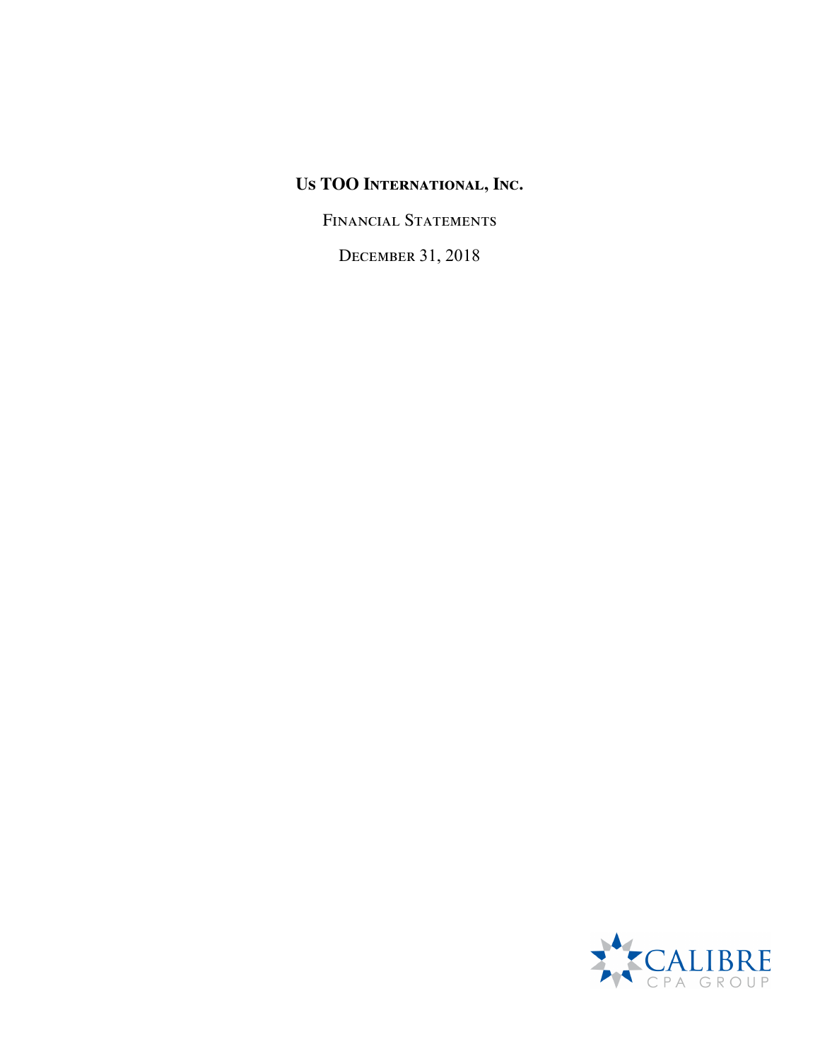# Us TOO International, Inc.

Financial Statements

December 31, 2018

CALIBRE
CPA GROUP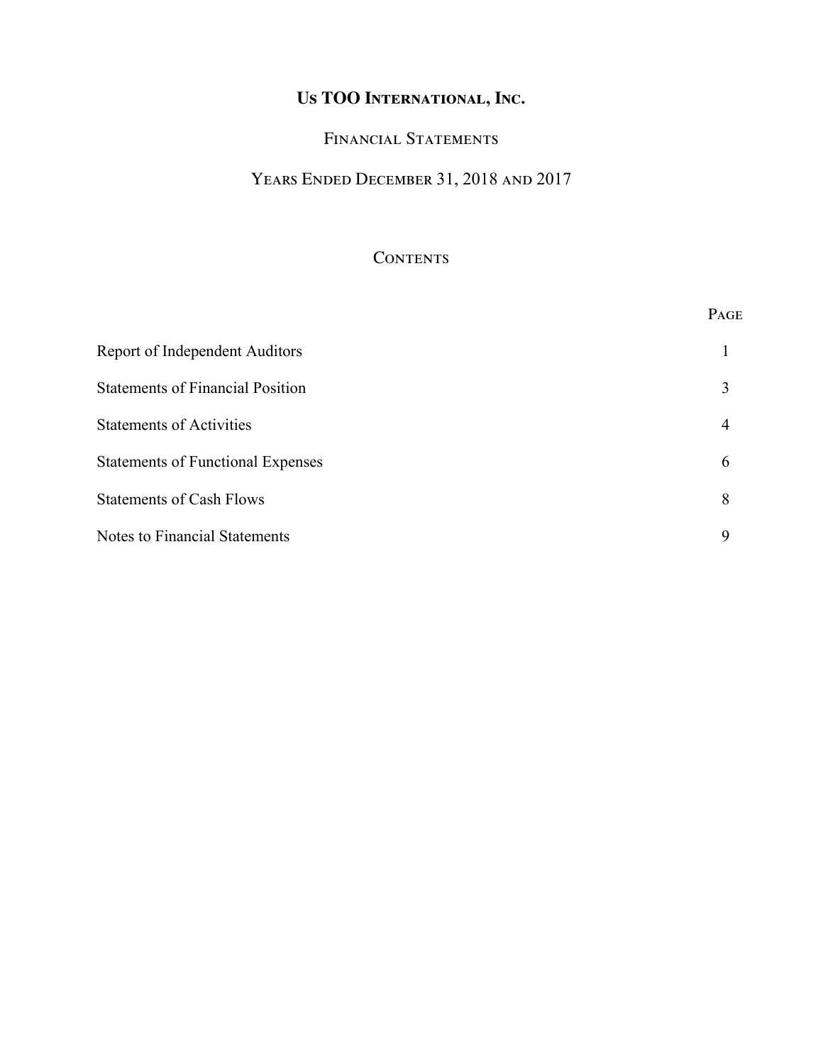# Us TOO International, Inc.

## Financial Statements

## Years Ended December 31, 2018 and 2017

### Contents

| | Page |
|---|---|
| Report of Independent Auditors | 1 |
| Statements of Financial Position | 3 |
| Statements of Activities | 4 |
| Statements of Functional Expenses | 6 |
| Statements of Cash Flows | 8 |
| Notes to Financial Statements | 9 |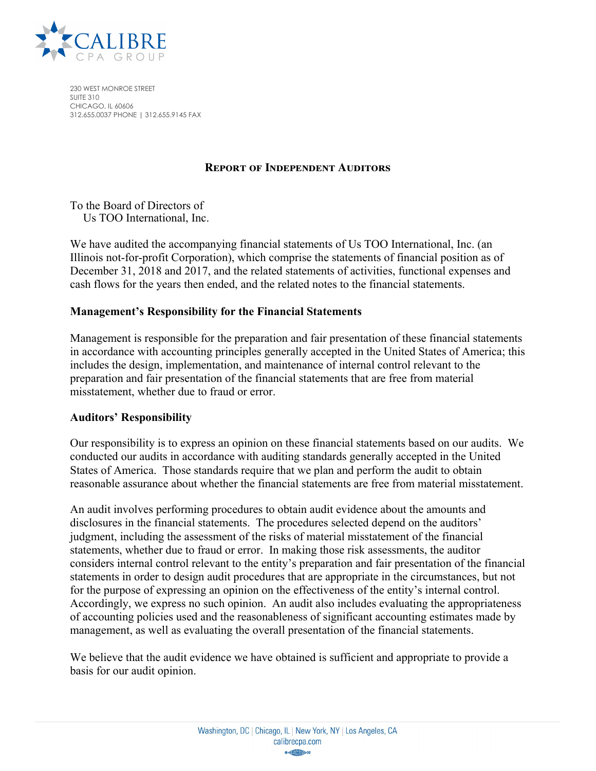CALIBRE
CPA GROUP

230 WEST MONROE STREET
SUITE 310
CHICAGO, IL 60606
312.655.0037 PHONE | 312.655.9145 FAX

## Report of Independent Auditors

To the Board of Directors of
Us TOO International, Inc.

We have audited the accompanying financial statements of Us TOO International, Inc. (an Illinois not-for-profit Corporation), which comprise the statements of financial position as of December 31, 2018 and 2017, and the related statements of activities, functional expenses and cash flows for the years then ended, and the related notes to the financial statements.

**Management's Responsibility for the Financial Statements**

Management is responsible for the preparation and fair presentation of these financial statements in accordance with accounting principles generally accepted in the United States of America; this includes the design, implementation, and maintenance of internal control relevant to the preparation and fair presentation of the financial statements that are free from material misstatement, whether due to fraud or error.

**Auditors' Responsibility**

Our responsibility is to express an opinion on these financial statements based on our audits. We conducted our audits in accordance with auditing standards generally accepted in the United States of America. Those standards require that we plan and perform the audit to obtain reasonable assurance about whether the financial statements are free from material misstatement.

An audit involves performing procedures to obtain audit evidence about the amounts and disclosures in the financial statements. The procedures selected depend on the auditors' judgment, including the assessment of the risks of material misstatement of the financial statements, whether due to fraud or error. In making those risk assessments, the auditor considers internal control relevant to the entity's preparation and fair presentation of the financial statements in order to design audit procedures that are appropriate in the circumstances, but not for the purpose of expressing an opinion on the effectiveness of the entity's internal control. Accordingly, we express no such opinion. An audit also includes evaluating the appropriateness of accounting policies used and the reasonableness of significant accounting estimates made by management, as well as evaluating the overall presentation of the financial statements.

We believe that the audit evidence we have obtained is sufficient and appropriate to provide a basis for our audit opinion.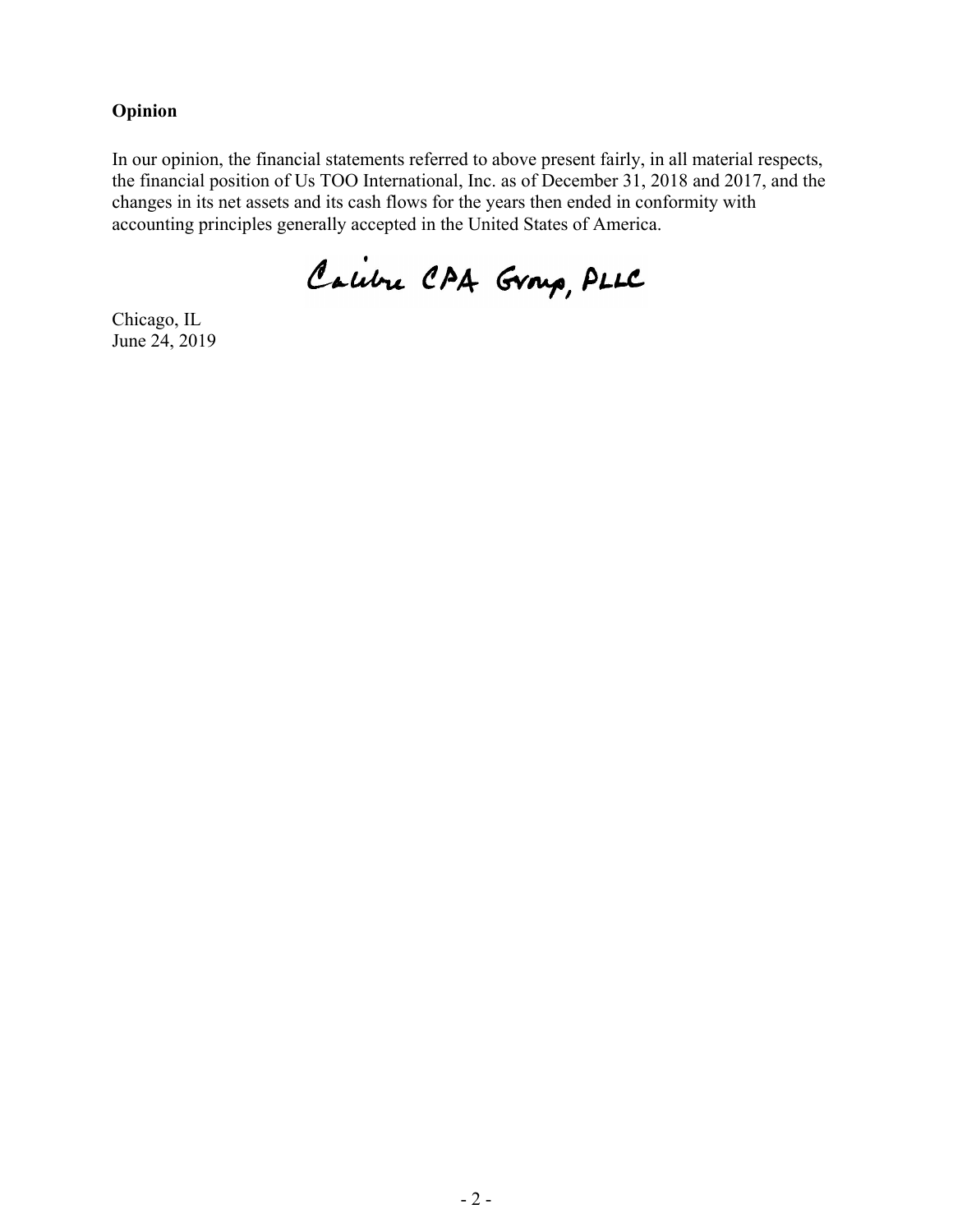**Opinion**

In our opinion, the financial statements referred to above present fairly, in all material respects, the financial position of Us TOO International, Inc. as of December 31, 2018 and 2017, and the changes in its net assets and its cash flows for the years then ended in conformity with accounting principles generally accepted in the United States of America.

Calibre CPA Group, PLLC

Chicago, IL
June 24, 2019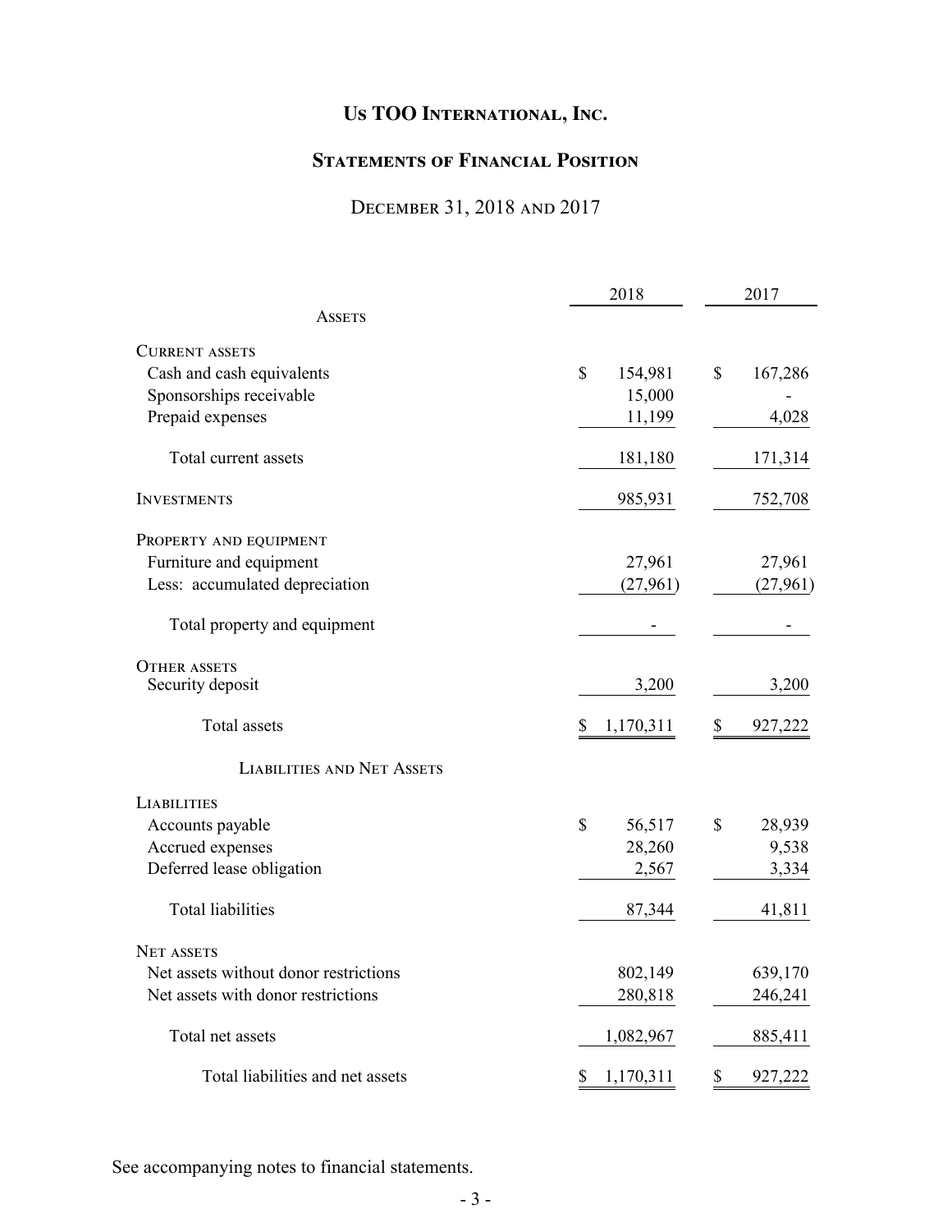# Us TOO International, Inc.

## Statements of Financial Position

### December 31, 2018 and 2017

| | 2018 | 2017 |
|---|---|---|
| **Assets** | | |
| **Current assets** | | |
| Cash and cash equivalents | $ 154,981 | $ 167,286 |
| Sponsorships receivable | 15,000 | - |
| Prepaid expenses | 11,199 | 4,028 |
| Total current assets | 181,180 | 171,314 |
| **Investments** | 985,931 | 752,708 |
| **Property and equipment** | | |
| Furniture and equipment | 27,961 | 27,961 |
| Less: accumulated depreciation | (27,961) | (27,961) |
| Total property and equipment | - | - |
| **Other assets** | | |
| Security deposit | 3,200 | 3,200 |
| Total assets | $ 1,170,311 | $ 927,222 |
| **Liabilities and Net Assets** | | |
| **Liabilities** | | |
| Accounts payable | $ 56,517 | $ 28,939 |
| Accrued expenses | 28,260 | 9,538 |
| Deferred lease obligation | 2,567 | 3,334 |
| Total liabilities | 87,344 | 41,811 |
| **Net assets** | | |
| Net assets without donor restrictions | 802,149 | 639,170 |
| Net assets with donor restrictions | 280,818 | 246,241 |
| Total net assets | 1,082,967 | 885,411 |
| Total liabilities and net assets | $ 1,170,311 | $ 927,222 |

See accompanying notes to financial statements.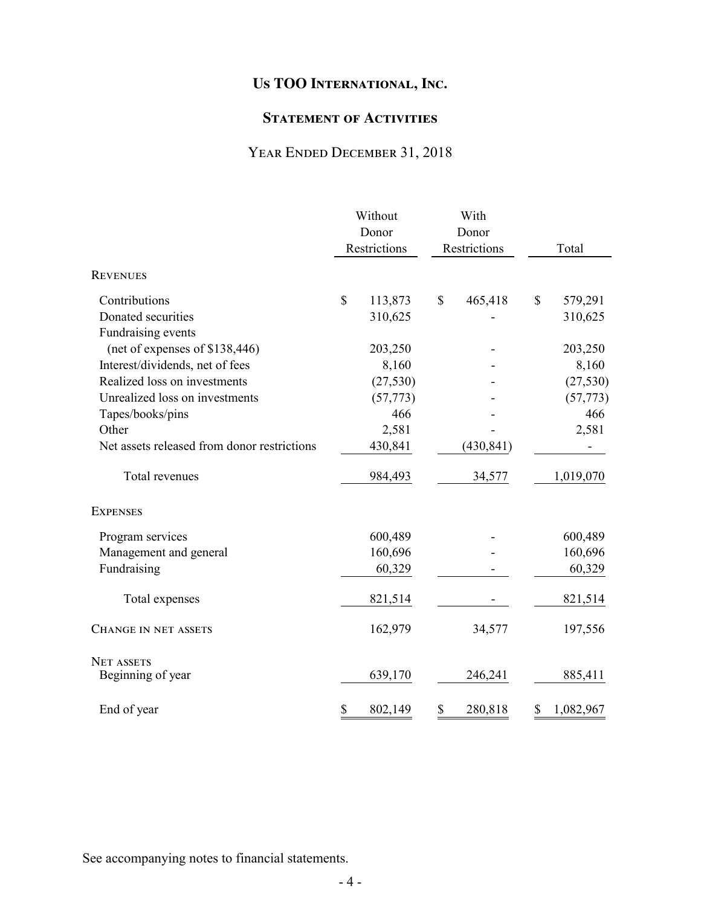# Us TOO International, Inc.

## Statement of Activities

### Year Ended December 31, 2018

| | Without Donor Restrictions | With Donor Restrictions | Total |
|---|---|---|---|
| **Revenues** | | | |
| Contributions | $ 113,873 | $ 465,418 | $ 579,291 |
| Donated securities | 310,625 | - | 310,625 |
| Fundraising events (net of expenses of $138,446) | 203,250 | - | 203,250 |
| Interest/dividends, net of fees | 8,160 | - | 8,160 |
| Realized loss on investments | (27,530) | - | (27,530) |
| Unrealized loss on investments | (57,773) | - | (57,773) |
| Tapes/books/pins | 466 | - | 466 |
| Other | 2,581 | - | 2,581 |
| Net assets released from donor restrictions | 430,841 | (430,841) | - |
| Total revenues | 984,493 | 34,577 | 1,019,070 |
| **Expenses** | | | |
| Program services | 600,489 | - | 600,489 |
| Management and general | 160,696 | - | 160,696 |
| Fundraising | 60,329 | - | 60,329 |
| Total expenses | 821,514 | - | 821,514 |
| **Change in net assets** | 162,979 | 34,577 | 197,556 |
| **Net assets** | | | |
| Beginning of year | 639,170 | 246,241 | 885,411 |
| End of year | $ 802,149 | $ 280,818 | $ 1,082,967 |

See accompanying notes to financial statements.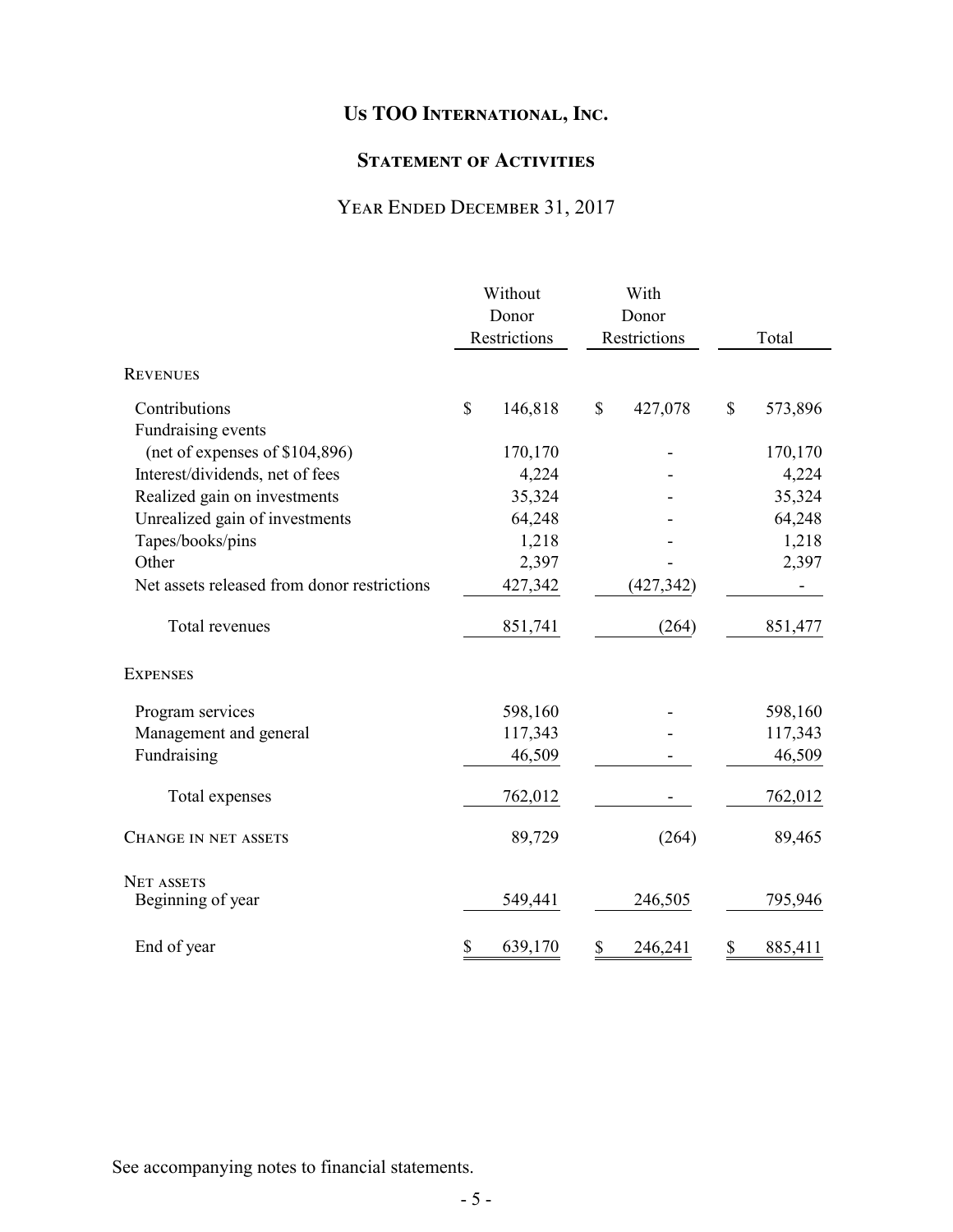# Us TOO International, Inc.

## Statement of Activities

### Year Ended December 31, 2017

| | Without Donor Restrictions | With Donor Restrictions | Total |
|---|---|---|---|
| **Revenues** | | | |
| Contributions | $ 146,818 | $ 427,078 | $ 573,896 |
| Fundraising events (net of expenses of $104,896) | 170,170 | - | 170,170 |
| Interest/dividends, net of fees | 4,224 | - | 4,224 |
| Realized gain on investments | 35,324 | - | 35,324 |
| Unrealized gain of investments | 64,248 | - | 64,248 |
| Tapes/books/pins | 1,218 | - | 1,218 |
| Other | 2,397 | - | 2,397 |
| Net assets released from donor restrictions | 427,342 | (427,342) | - |
| Total revenues | 851,741 | (264) | 851,477 |
| **Expenses** | | | |
| Program services | 598,160 | - | 598,160 |
| Management and general | 117,343 | - | 117,343 |
| Fundraising | 46,509 | - | 46,509 |
| Total expenses | 762,012 | - | 762,012 |
| **Change in net assets** | 89,729 | (264) | 89,465 |
| **Net assets** | | | |
| Beginning of year | 549,441 | 246,505 | 795,946 |
| End of year | $ 639,170 | $ 246,241 | $ 885,411 |

See accompanying notes to financial statements.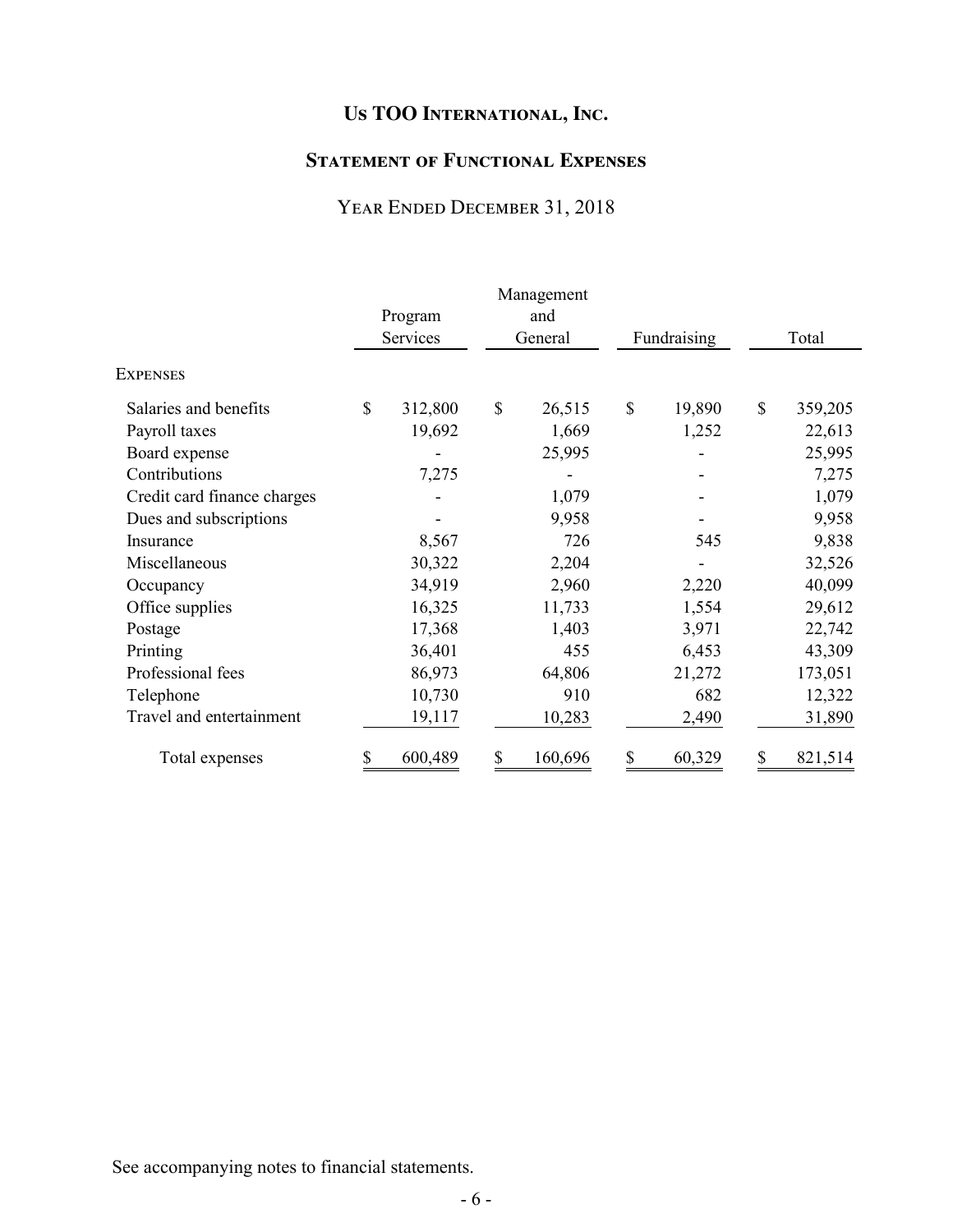# Us TOO International, Inc.

## Statement of Functional Expenses

### Year Ended December 31, 2018

| | Program Services | Management and General | Fundraising | Total |
|---|---|---|---|---|
| **Expenses** | | | | |
| Salaries and benefits | $ 312,800 | $ 26,515 | $ 19,890 | $ 359,205 |
| Payroll taxes | 19,692 | 1,669 | 1,252 | 22,613 |
| Board expense | - | 25,995 | - | 25,995 |
| Contributions | 7,275 | - | - | 7,275 |
| Credit card finance charges | - | 1,079 | - | 1,079 |
| Dues and subscriptions | - | 9,958 | - | 9,958 |
| Insurance | 8,567 | 726 | 545 | 9,838 |
| Miscellaneous | 30,322 | 2,204 | - | 32,526 |
| Occupancy | 34,919 | 2,960 | 2,220 | 40,099 |
| Office supplies | 16,325 | 11,733 | 1,554 | 29,612 |
| Postage | 17,368 | 1,403 | 3,971 | 22,742 |
| Printing | 36,401 | 455 | 6,453 | 43,309 |
| Professional fees | 86,973 | 64,806 | 21,272 | 173,051 |
| Telephone | 10,730 | 910 | 682 | 12,322 |
| Travel and entertainment | 19,117 | 10,283 | 2,490 | 31,890 |
| Total expenses | $ 600,489 | $ 160,696 | $ 60,329 | $ 821,514 |

See accompanying notes to financial statements.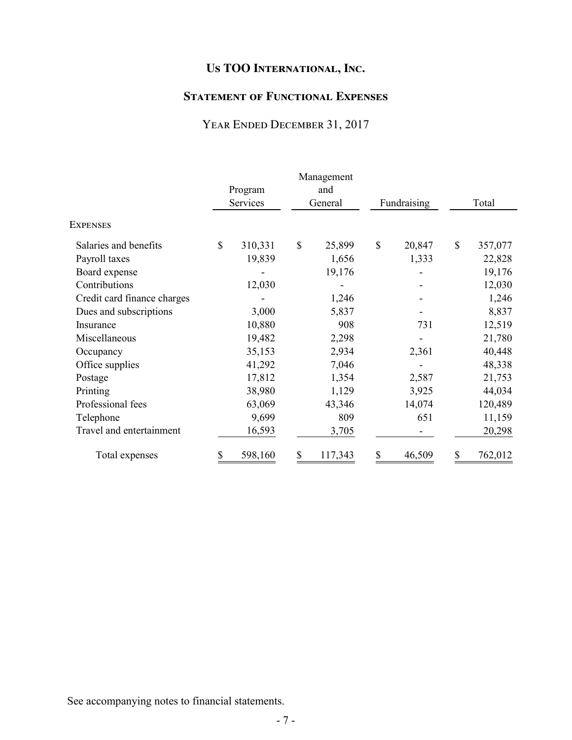# Us TOO International, Inc.

## Statement of Functional Expenses

### Year Ended December 31, 2017

| | Program Services | Management and General | Fundraising | Total |
|---|---|---|---|---|
| **Expenses** | | | | |
| Salaries and benefits | $ 310,331 | $ 25,899 | $ 20,847 | $ 357,077 |
| Payroll taxes | 19,839 | 1,656 | 1,333 | 22,828 |
| Board expense | - | 19,176 | - | 19,176 |
| Contributions | 12,030 | - | - | 12,030 |
| Credit card finance charges | - | 1,246 | - | 1,246 |
| Dues and subscriptions | 3,000 | 5,837 | - | 8,837 |
| Insurance | 10,880 | 908 | 731 | 12,519 |
| Miscellaneous | 19,482 | 2,298 | - | 21,780 |
| Occupancy | 35,153 | 2,934 | 2,361 | 40,448 |
| Office supplies | 41,292 | 7,046 | - | 48,338 |
| Postage | 17,812 | 1,354 | 2,587 | 21,753 |
| Printing | 38,980 | 1,129 | 3,925 | 44,034 |
| Professional fees | 63,069 | 43,346 | 14,074 | 120,489 |
| Telephone | 9,699 | 809 | 651 | 11,159 |
| Travel and entertainment | 16,593 | 3,705 | - | 20,298 |
| Total expenses | $ 598,160 | $ 117,343 | $ 46,509 | $ 762,012 |

See accompanying notes to financial statements.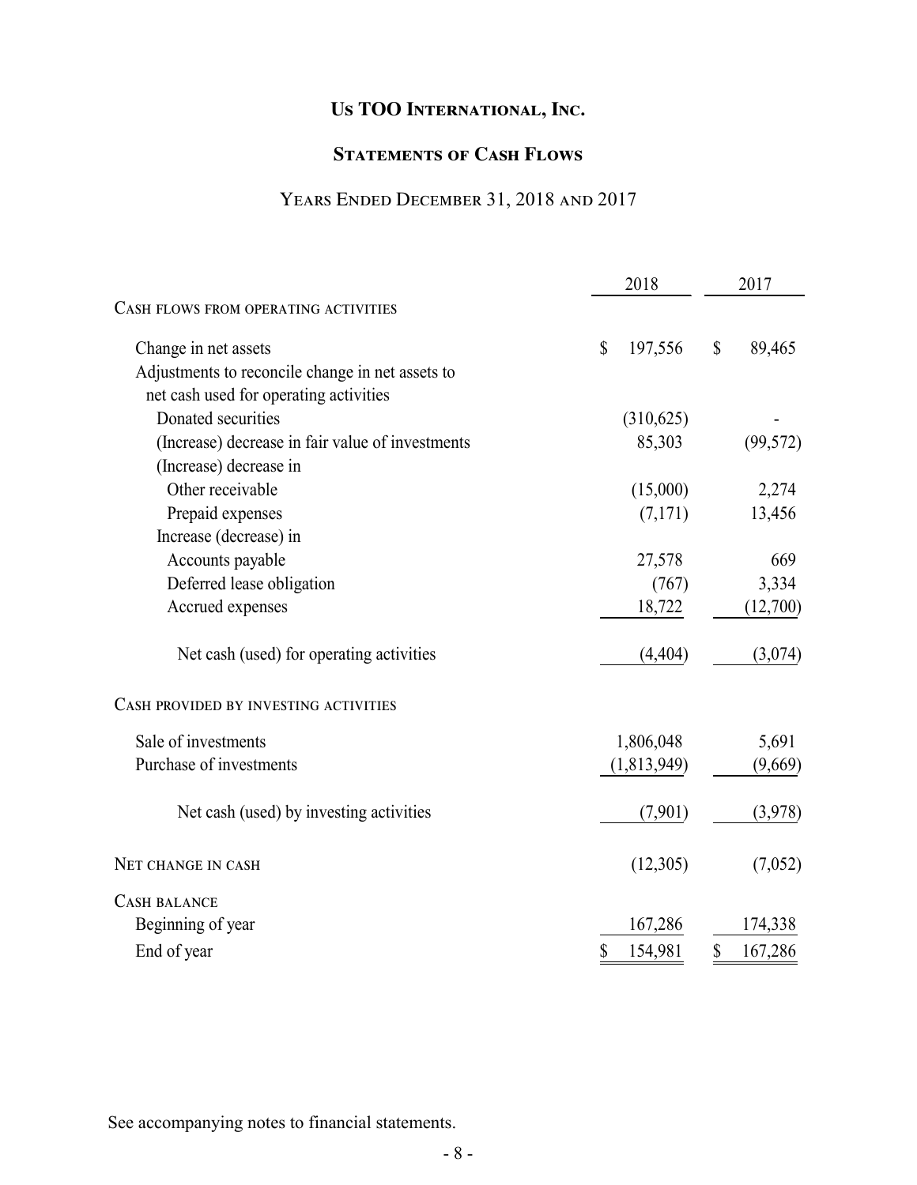# Us TOO International, Inc.

## Statements of Cash Flows

### Years Ended December 31, 2018 and 2017

| | 2018 | 2017 |
|---|---|---|
| **Cash flows from operating activities** | | |
| Change in net assets | $ 197,556 | $ 89,465 |
| Adjustments to reconcile change in net assets to net cash used for operating activities | | |
| Donated securities | (310,625) | - |
| (Increase) decrease in fair value of investments | 85,303 | (99,572) |
| (Increase) decrease in | | |
| Other receivable | (15,000) | 2,274 |
| Prepaid expenses | (7,171) | 13,456 |
| Increase (decrease) in | | |
| Accounts payable | 27,578 | 669 |
| Deferred lease obligation | (767) | 3,334 |
| Accrued expenses | 18,722 | (12,700) |
| Net cash (used) for operating activities | (4,404) | (3,074) |
| **Cash provided by investing activities** | | |
| Sale of investments | 1,806,048 | 5,691 |
| Purchase of investments | (1,813,949) | (9,669) |
| Net cash (used) by investing activities | (7,901) | (3,978) |
| **Net change in cash** | (12,305) | (7,052) |
| **Cash balance** | | |
| Beginning of year | 167,286 | 174,338 |
| End of year | $ 154,981 | $ 167,286 |

See accompanying notes to financial statements.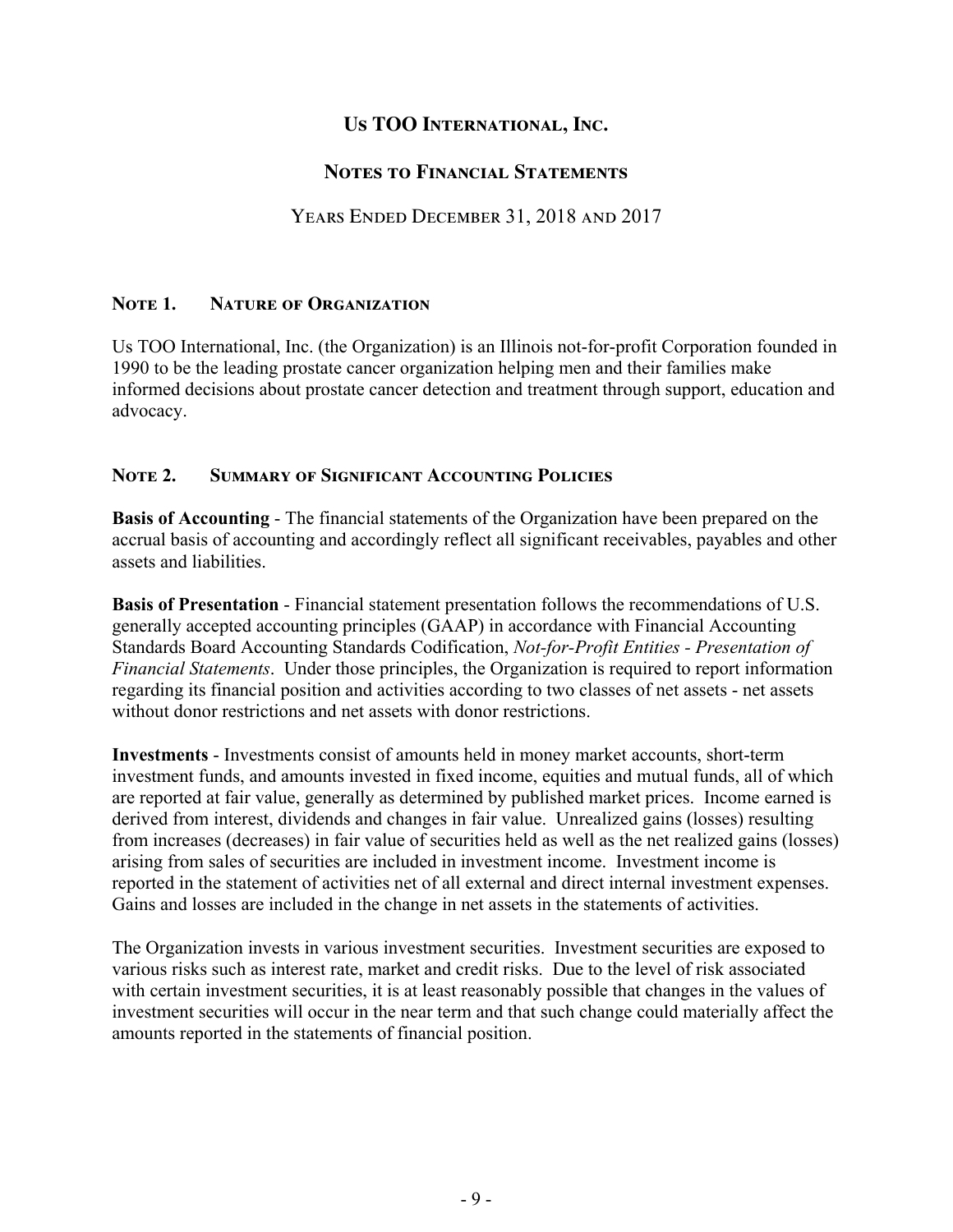# Us TOO International, Inc.

## Notes to Financial Statements

### Years Ended December 31, 2018 and 2017

### Note 1. Nature of Organization

Us TOO International, Inc. (the Organization) is an Illinois not-for-profit Corporation founded in 1990 to be the leading prostate cancer organization helping men and their families make informed decisions about prostate cancer detection and treatment through support, education and advocacy.

### Note 2. Summary of Significant Accounting Policies

**Basis of Accounting** - The financial statements of the Organization have been prepared on the accrual basis of accounting and accordingly reflect all significant receivables, payables and other assets and liabilities.

**Basis of Presentation** - Financial statement presentation follows the recommendations of U.S. generally accepted accounting principles (GAAP) in accordance with Financial Accounting Standards Board Accounting Standards Codification, *Not-for-Profit Entities - Presentation of Financial Statements*. Under those principles, the Organization is required to report information regarding its financial position and activities according to two classes of net assets - net assets without donor restrictions and net assets with donor restrictions.

**Investments** - Investments consist of amounts held in money market accounts, short-term investment funds, and amounts invested in fixed income, equities and mutual funds, all of which are reported at fair value, generally as determined by published market prices. Income earned is derived from interest, dividends and changes in fair value. Unrealized gains (losses) resulting from increases (decreases) in fair value of securities held as well as the net realized gains (losses) arising from sales of securities are included in investment income. Investment income is reported in the statement of activities net of all external and direct internal investment expenses. Gains and losses are included in the change in net assets in the statements of activities.

The Organization invests in various investment securities. Investment securities are exposed to various risks such as interest rate, market and credit risks. Due to the level of risk associated with certain investment securities, it is at least reasonably possible that changes in the values of investment securities will occur in the near term and that such change could materially affect the amounts reported in the statements of financial position.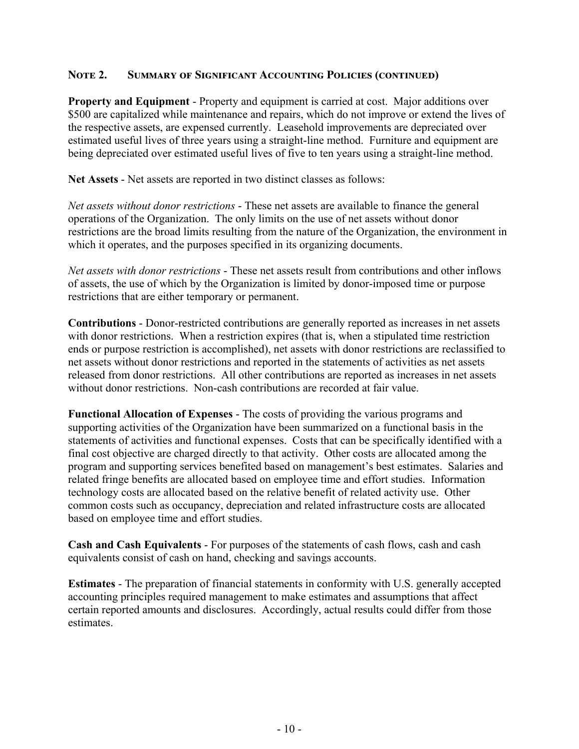## Note 2. Summary of Significant Accounting Policies (continued)

**Property and Equipment** - Property and equipment is carried at cost. Major additions over $500 are capitalized while maintenance and repairs, which do not improve or extend the lives of the respective assets, are expensed currently. Leasehold improvements are depreciated over estimated useful lives of three years using a straight-line method. Furniture and equipment are being depreciated over estimated useful lives of five to ten years using a straight-line method.

**Net Assets** - Net assets are reported in two distinct classes as follows:

*Net assets without donor restrictions* - These net assets are available to finance the general operations of the Organization. The only limits on the use of net assets without donor restrictions are the broad limits resulting from the nature of the Organization, the environment in which it operates, and the purposes specified in its organizing documents.

*Net assets with donor restrictions* - These net assets result from contributions and other inflows of assets, the use of which by the Organization is limited by donor-imposed time or purpose restrictions that are either temporary or permanent.

**Contributions** - Donor-restricted contributions are generally reported as increases in net assets with donor restrictions. When a restriction expires (that is, when a stipulated time restriction ends or purpose restriction is accomplished), net assets with donor restrictions are reclassified to net assets without donor restrictions and reported in the statements of activities as net assets released from donor restrictions. All other contributions are reported as increases in net assets without donor restrictions. Non-cash contributions are recorded at fair value.

**Functional Allocation of Expenses** - The costs of providing the various programs and supporting activities of the Organization have been summarized on a functional basis in the statements of activities and functional expenses. Costs that can be specifically identified with a final cost objective are charged directly to that activity. Other costs are allocated among the program and supporting services benefited based on management's best estimates. Salaries and related fringe benefits are allocated based on employee time and effort studies. Information technology costs are allocated based on the relative benefit of related activity use. Other common costs such as occupancy, depreciation and related infrastructure costs are allocated based on employee time and effort studies.

**Cash and Cash Equivalents** - For purposes of the statements of cash flows, cash and cash equivalents consist of cash on hand, checking and savings accounts.

**Estimates** - The preparation of financial statements in conformity with U.S. generally accepted accounting principles required management to make estimates and assumptions that affect certain reported amounts and disclosures. Accordingly, actual results could differ from those estimates.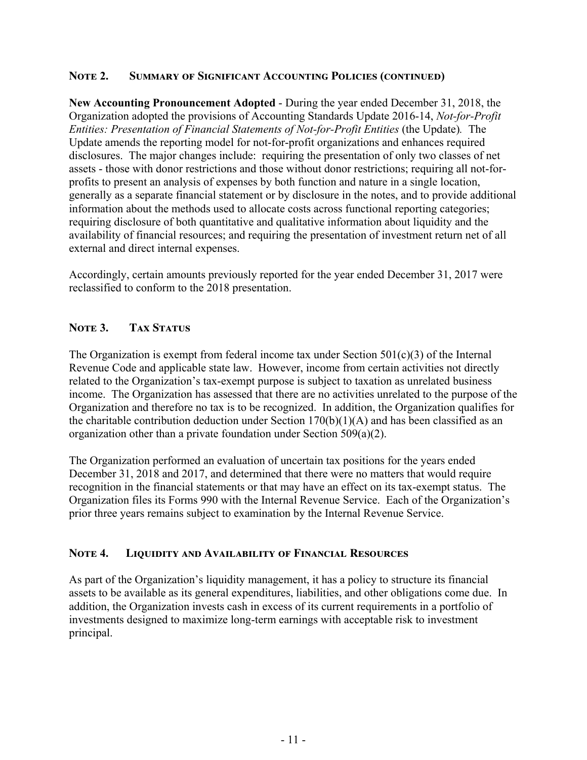## Note 2. Summary of Significant Accounting Policies (continued)

**New Accounting Pronouncement Adopted** - During the year ended December 31, 2018, the Organization adopted the provisions of Accounting Standards Update 2016-14, *Not-for-Profit Entities: Presentation of Financial Statements of Not-for-Profit Entities* (the Update). The Update amends the reporting model for not-for-profit organizations and enhances required disclosures. The major changes include: requiring the presentation of only two classes of net assets - those with donor restrictions and those without donor restrictions; requiring all not-for-profits to present an analysis of expenses by both function and nature in a single location, generally as a separate financial statement or by disclosure in the notes, and to provide additional information about the methods used to allocate costs across functional reporting categories; requiring disclosure of both quantitative and qualitative information about liquidity and the availability of financial resources; and requiring the presentation of investment return net of all external and direct internal expenses.

Accordingly, certain amounts previously reported for the year ended December 31, 2017 were reclassified to conform to the 2018 presentation.

## Note 3. Tax Status

The Organization is exempt from federal income tax under Section 501(c)(3) of the Internal Revenue Code and applicable state law. However, income from certain activities not directly related to the Organization's tax-exempt purpose is subject to taxation as unrelated business income. The Organization has assessed that there are no activities unrelated to the purpose of the Organization and therefore no tax is to be recognized. In addition, the Organization qualifies for the charitable contribution deduction under Section 170(b)(1)(A) and has been classified as an organization other than a private foundation under Section 509(a)(2).

The Organization performed an evaluation of uncertain tax positions for the years ended December 31, 2018 and 2017, and determined that there were no matters that would require recognition in the financial statements or that may have an effect on its tax-exempt status. The Organization files its Forms 990 with the Internal Revenue Service. Each of the Organization's prior three years remains subject to examination by the Internal Revenue Service.

## Note 4. Liquidity and Availability of Financial Resources

As part of the Organization's liquidity management, it has a policy to structure its financial assets to be available as its general expenditures, liabilities, and other obligations come due. In addition, the Organization invests cash in excess of its current requirements in a portfolio of investments designed to maximize long-term earnings with acceptable risk to investment principal.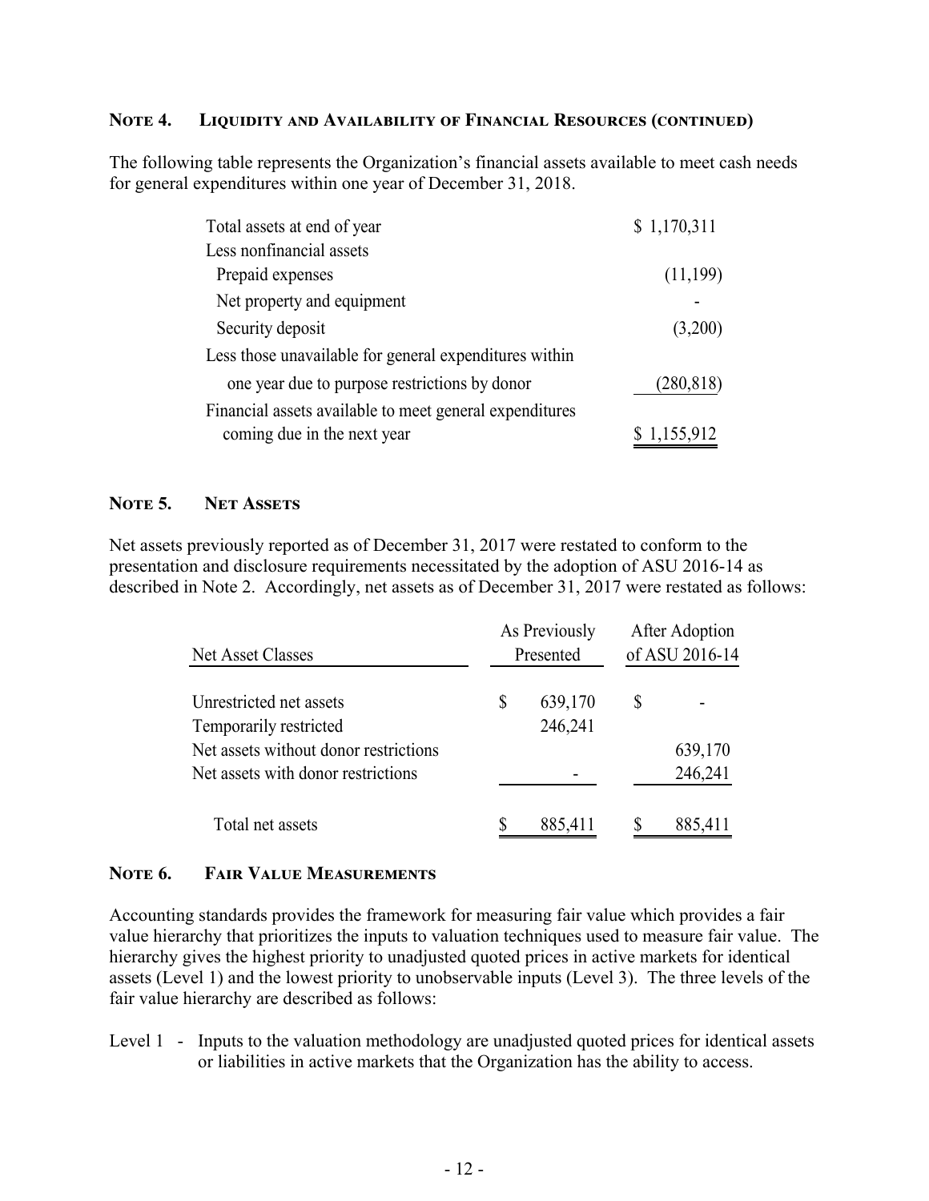## Note 4. Liquidity and Availability of Financial Resources (continued)

The following table represents the Organization's financial assets available to meet cash needs for general expenditures within one year of December 31, 2018.

| | |
|---|---|
| Total assets at end of year | $ 1,170,311 |
| Less nonfinancial assets | |
| Prepaid expenses | (11,199) |
| Net property and equipment | - |
| Security deposit | (3,200) |
| Less those unavailable for general expenditures within one year due to purpose restrictions by donor | (280,818) |
| Financial assets available to meet general expenditures coming due in the next year | $ 1,155,912 |

## Note 5. Net Assets

Net assets previously reported as of December 31, 2017 were restated to conform to the presentation and disclosure requirements necessitated by the adoption of ASU 2016-14 as described in Note 2. Accordingly, net assets as of December 31, 2017 were restated as follows:

| Net Asset Classes | As Previously Presented | After Adoption of ASU 2016-14 |
|---|---|---|
| Unrestricted net assets | $ 639,170 | $ - |
| Temporarily restricted | 246,241 | |
| Net assets without donor restrictions | | 639,170 |
| Net assets with donor restrictions | - | 246,241 |
| Total net assets | $ 885,411 | $ 885,411 |

## Note 6. Fair Value Measurements

Accounting standards provides the framework for measuring fair value which provides a fair value hierarchy that prioritizes the inputs to valuation techniques used to measure fair value. The hierarchy gives the highest priority to unadjusted quoted prices in active markets for identical assets (Level 1) and the lowest priority to unobservable inputs (Level 3). The three levels of the fair value hierarchy are described as follows:

Level 1 - Inputs to the valuation methodology are unadjusted quoted prices for identical assets or liabilities in active markets that the Organization has the ability to access.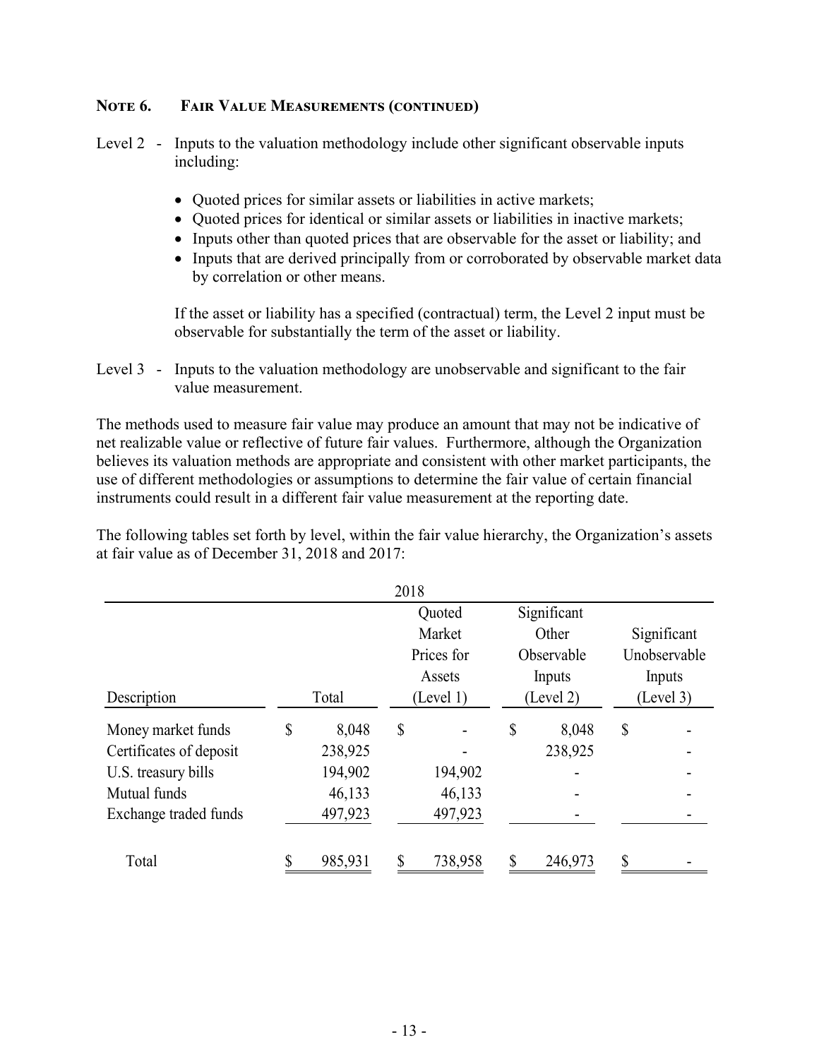## Note 6. Fair Value Measurements (continued)

Level 2 - Inputs to the valuation methodology include other significant observable inputs including:

- Quoted prices for similar assets or liabilities in active markets;
- Quoted prices for identical or similar assets or liabilities in inactive markets;
- Inputs other than quoted prices that are observable for the asset or liability; and
- Inputs that are derived principally from or corroborated by observable market data by correlation or other means.

If the asset or liability has a specified (contractual) term, the Level 2 input must be observable for substantially the term of the asset or liability.

Level 3 - Inputs to the valuation methodology are unobservable and significant to the fair value measurement.

The methods used to measure fair value may produce an amount that may not be indicative of net realizable value or reflective of future fair values. Furthermore, although the Organization believes its valuation methods are appropriate and consistent with other market participants, the use of different methodologies or assumptions to determine the fair value of certain financial instruments could result in a different fair value measurement at the reporting date.

The following tables set forth by level, within the fair value hierarchy, the Organization's assets at fair value as of December 31, 2018 and 2017:

| 2018 | | | | |
|---|---|---|---|---|
| Description | Total | Quoted Market Prices for Assets (Level 1) | Significant Other Observable Inputs (Level 2) | Significant Unobservable Inputs (Level 3) |
| Money market funds | $ 8,048 | $ - | $ 8,048 | $ - |
| Certificates of deposit | 238,925 | - | 238,925 | - |
| U.S. treasury bills | 194,902 | 194,902 | - | - |
| Mutual funds | 46,133 | 46,133 | - | - |
| Exchange traded funds | 497,923 | 497,923 | - | - |
| Total | $ 985,931 | $ 738,958 | $ 246,973 | $ - |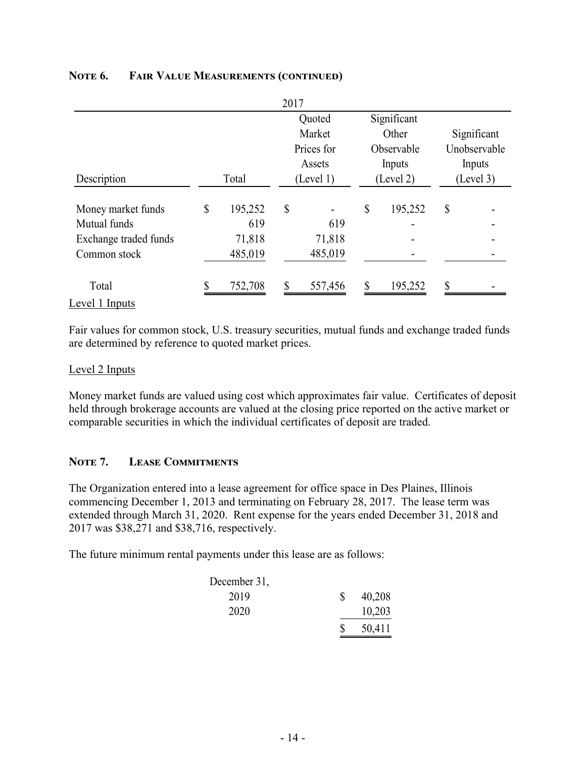## Note 6. Fair Value Measurements (continued)

| 2017 | | | | |
|---|---|---|---|---|
| Description | Total | Quoted Market Prices for Assets (Level 1) | Significant Other Observable Inputs (Level 2) | Significant Unobservable Inputs (Level 3) |
| Money market funds | $ 195,252 | $ - | $ 195,252 | $ - |
| Mutual funds | 619 | 619 | - | - |
| Exchange traded funds | 71,818 | 71,818 | - | - |
| Common stock | 485,019 | 485,019 | - | - |
| Total | $ 752,708 | $ 557,456 | $ 195,252 | $ - |

Level 1 Inputs

Fair values for common stock, U.S. treasury securities, mutual funds and exchange traded funds are determined by reference to quoted market prices.

Level 2 Inputs

Money market funds are valued using cost which approximates fair value. Certificates of deposit held through brokerage accounts are valued at the closing price reported on the active market or comparable securities in which the individual certificates of deposit are traded.

## Note 7. Lease Commitments

The Organization entered into a lease agreement for office space in Des Plaines, Illinois commencing December 1, 2013 and terminating on February 28, 2017. The lease term was extended through March 31, 2020. Rent expense for the years ended December 31, 2018 and 2017 was $38,271 and $38,716, respectively.

The future minimum rental payments under this lease are as follows:

| December 31, | |
|---|---|
| 2019 | $ 40,208 |
| 2020 | 10,203 |
| | $ 50,411 |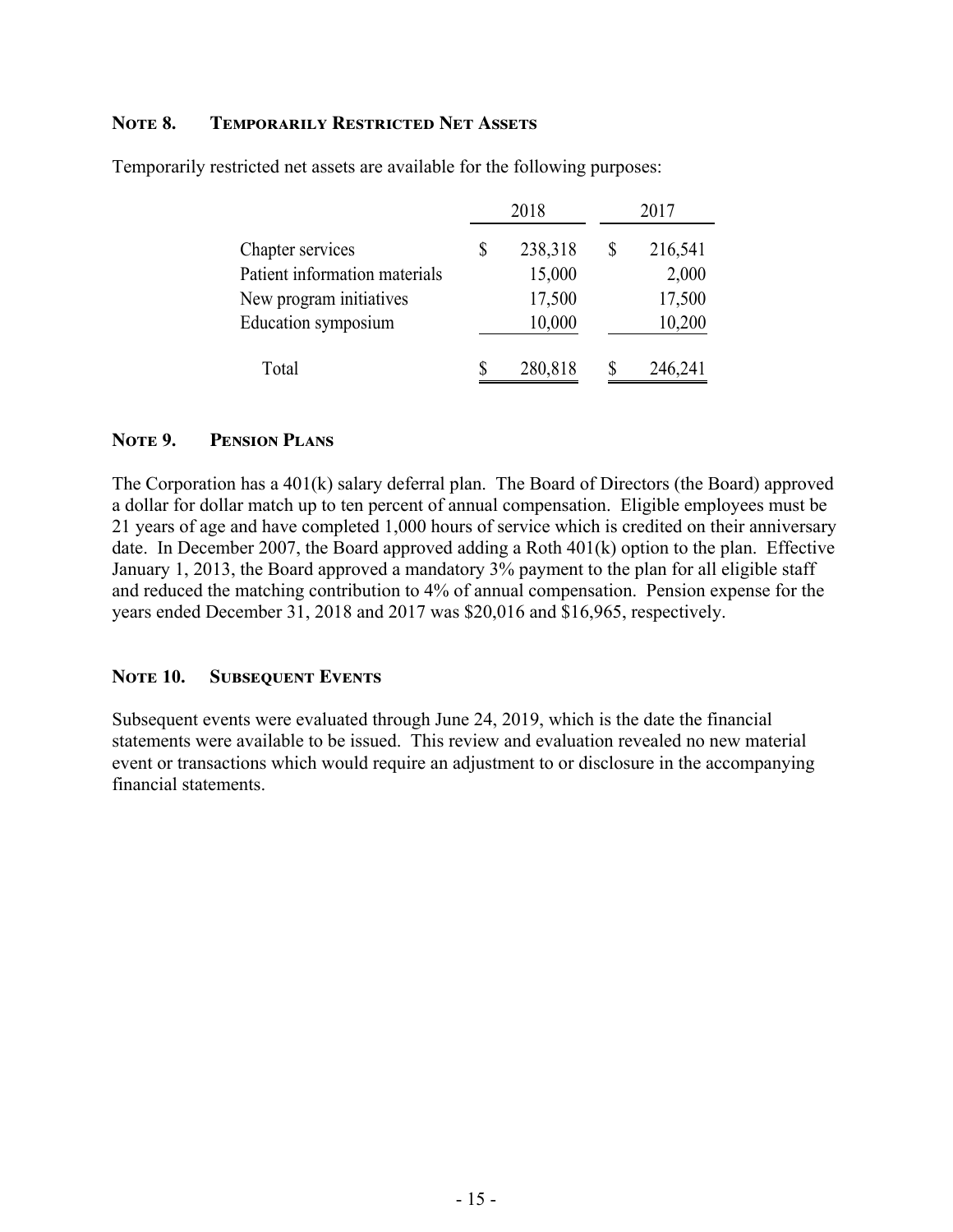## Note 8. Temporarily Restricted Net Assets

Temporarily restricted net assets are available for the following purposes:

| | 2018 | 2017 |
|---|---|---|
| Chapter services | $ 238,318 | $ 216,541 |
| Patient information materials | 15,000 | 2,000 |
| New program initiatives | 17,500 | 17,500 |
| Education symposium | 10,000 | 10,200 |
| Total | $ 280,818 | $ 246,241 |

## Note 9. Pension Plans

The Corporation has a 401(k) salary deferral plan. The Board of Directors (the Board) approved a dollar for dollar match up to ten percent of annual compensation. Eligible employees must be 21 years of age and have completed 1,000 hours of service which is credited on their anniversary date. In December 2007, the Board approved adding a Roth 401(k) option to the plan. Effective January 1, 2013, the Board approved a mandatory 3% payment to the plan for all eligible staff and reduced the matching contribution to 4% of annual compensation. Pension expense for the years ended December 31, 2018 and 2017 was $20,016 and $16,965, respectively.

## Note 10. Subsequent Events

Subsequent events were evaluated through June 24, 2019, which is the date the financial statements were available to be issued. This review and evaluation revealed no new material event or transactions which would require an adjustment to or disclosure in the accompanying financial statements.